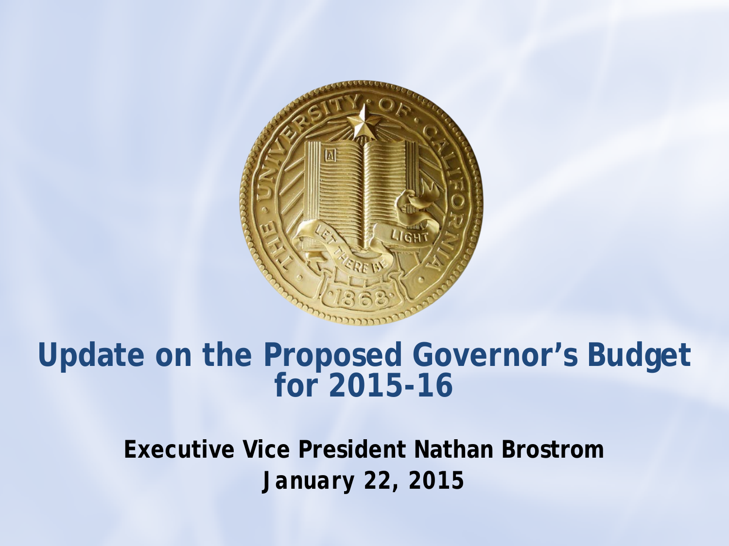# Update on the Proposed Governor's Budget for 2015-16

**Executive Vice President Nathan Brostrom**

**January 22, 2015**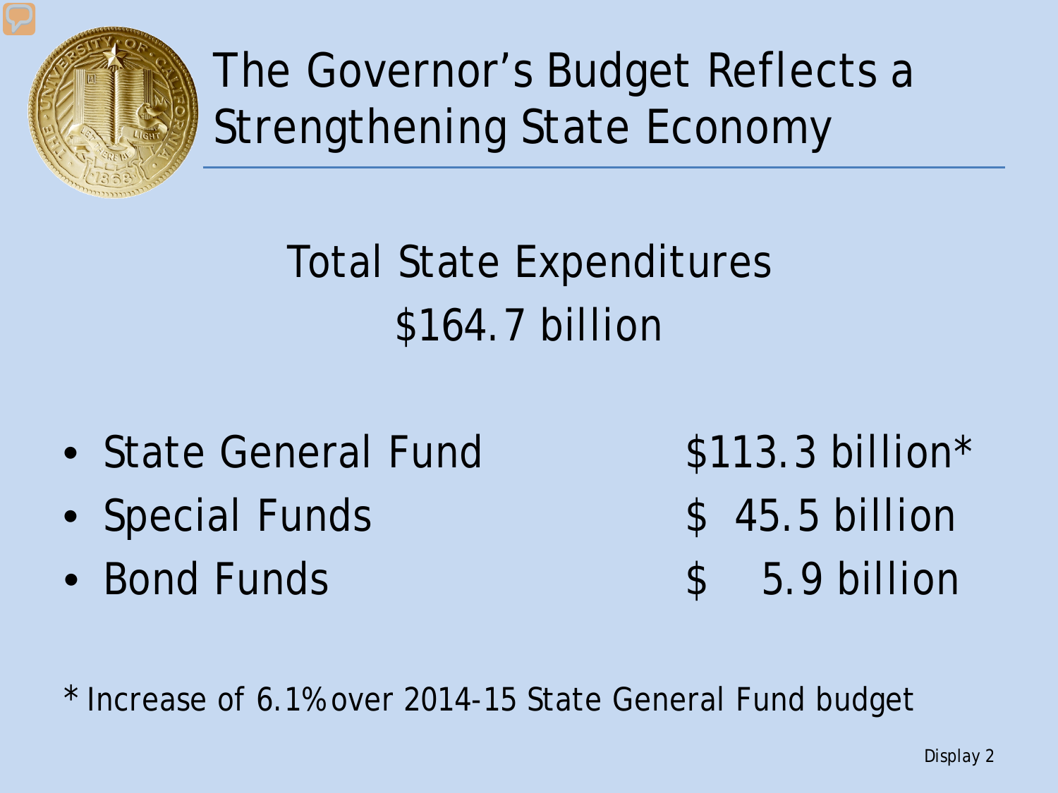# The Governor's Budget Reflects a Strengthening State Economy

## Total State Expenditures
## $164.7 billion

| | |
|---|---|
| State General Fund | $113.3 billion* |
| Special Funds | $ 45.5 billion |
| Bond Funds | $ 5.9 billion |

* Increase of 6.1% over 2014-15 State General Fund budget

Display 2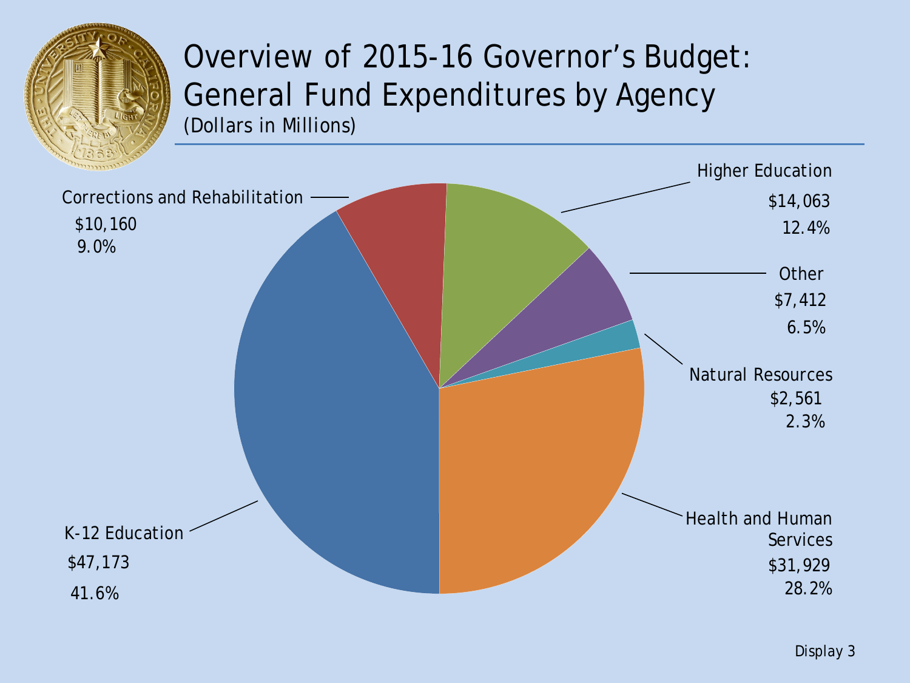# Overview of 2015-16 Governor's Budget: General Fund Expenditures by Agency

(Dollars in Millions)

| Agency | Amount | Percent |
| --- | --- | --- |
| Corrections and Rehabilitation | $10,160 | 9.0% |
| Higher Education | $14,063 | 12.4% |
| Other | $7,412 | 6.5% |
| Natural Resources | $2,561 | 2.3% |
| Health and Human Services | $31,929 | 28.2% |
| K-12 Education | $47,173 | 41.6% |

Display 3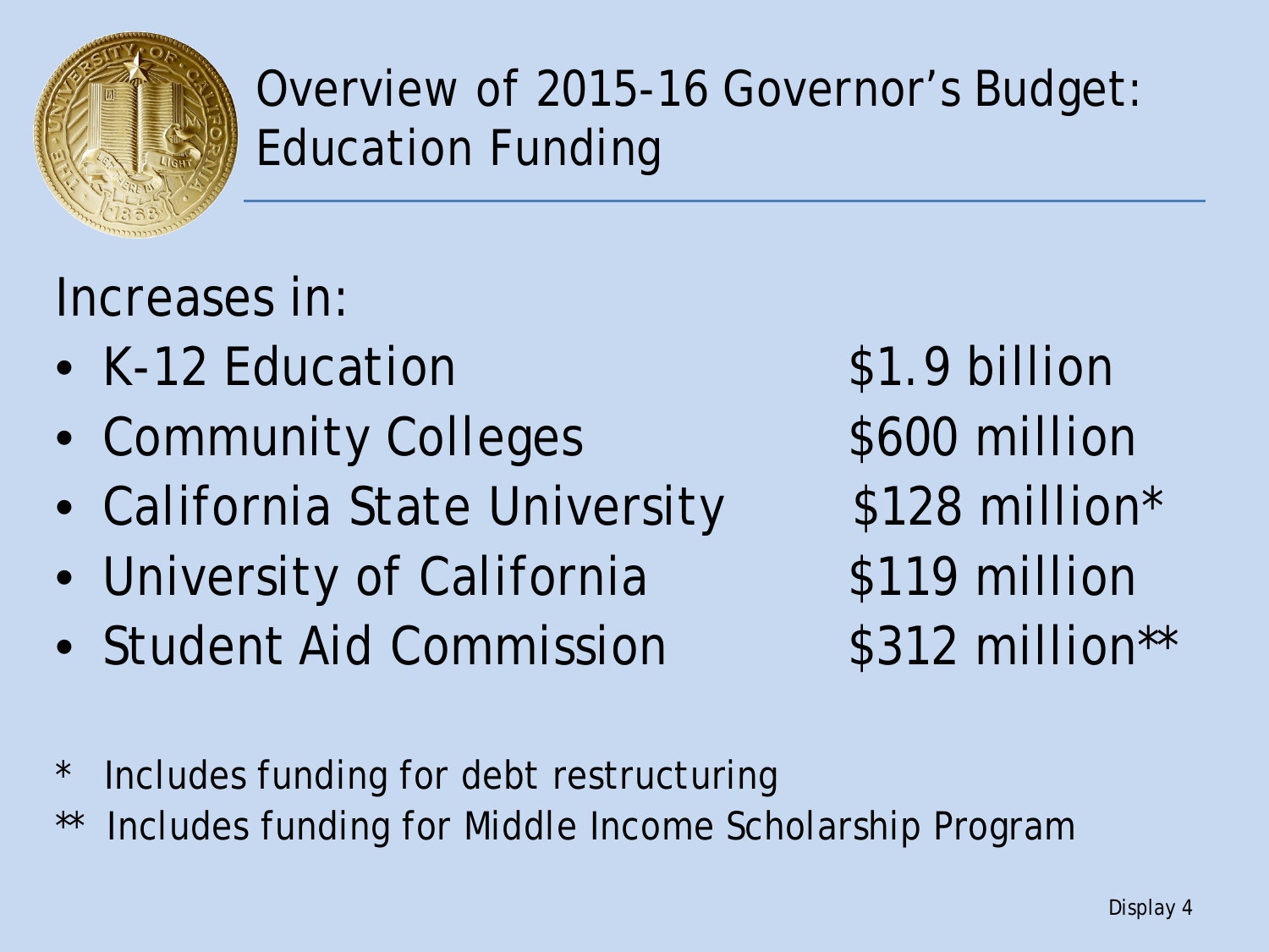# Overview of 2015-16 Governor's Budget: Education Funding

Increases in:

- K-12 Education $1.9 billion
- Community Colleges $600 million
- California State University $128 million*
- University of California $119 million
- Student Aid Commission $312 million**

* Includes funding for debt restructuring

** Includes funding for Middle Income Scholarship Program

Display 4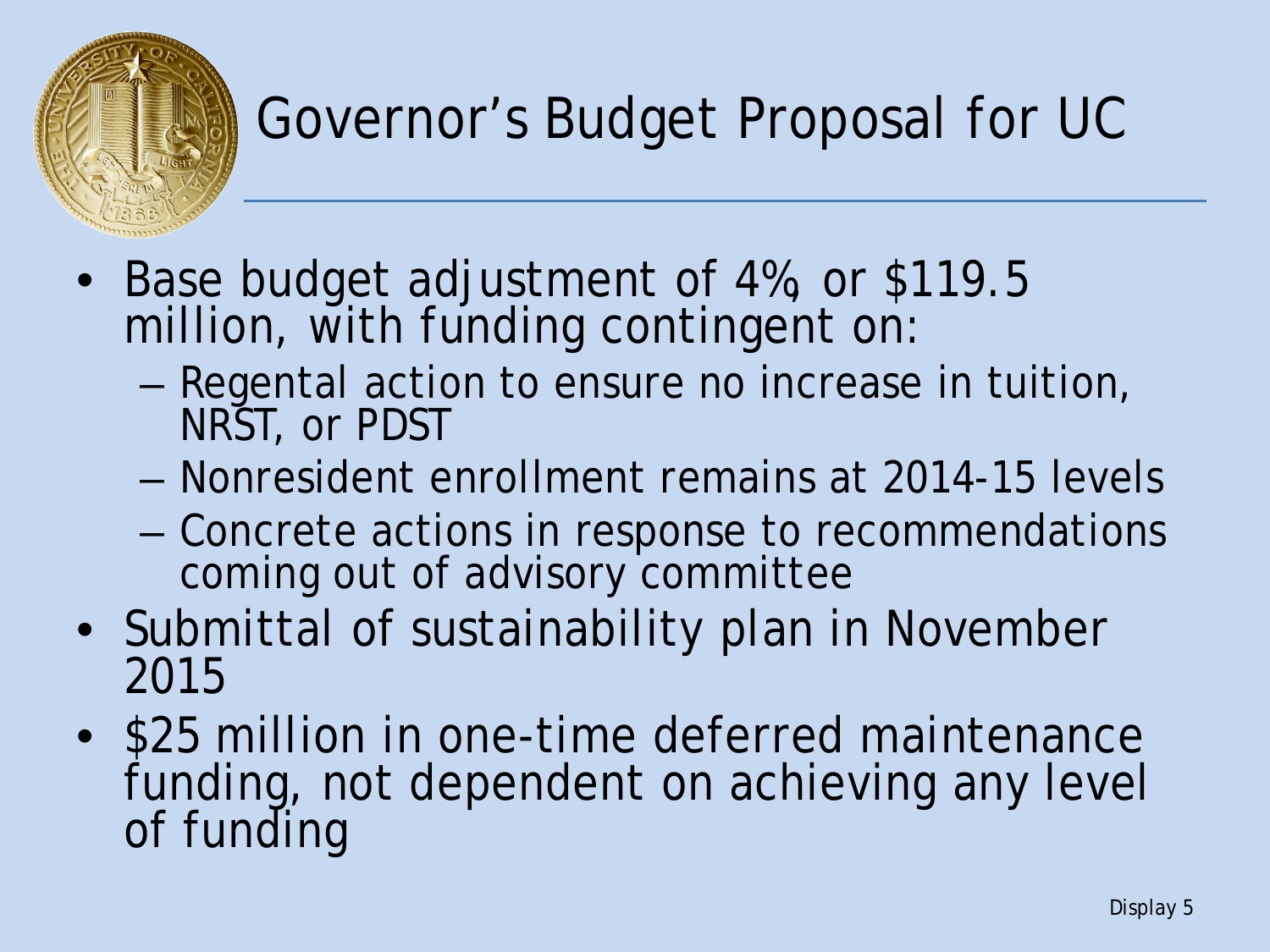# Governor's Budget Proposal for UC

- Base budget adjustment of 4%, or $119.5 million, with funding contingent on:
  - Regental action to ensure no increase in tuition, NRST, or PDST
  - Nonresident enrollment remains at 2014-15 levels
  - Concrete actions in response to recommendations coming out of advisory committee
- Submittal of sustainability plan in November 2015
- $25 million in one-time deferred maintenance funding, not dependent on achieving any level of funding

Display 5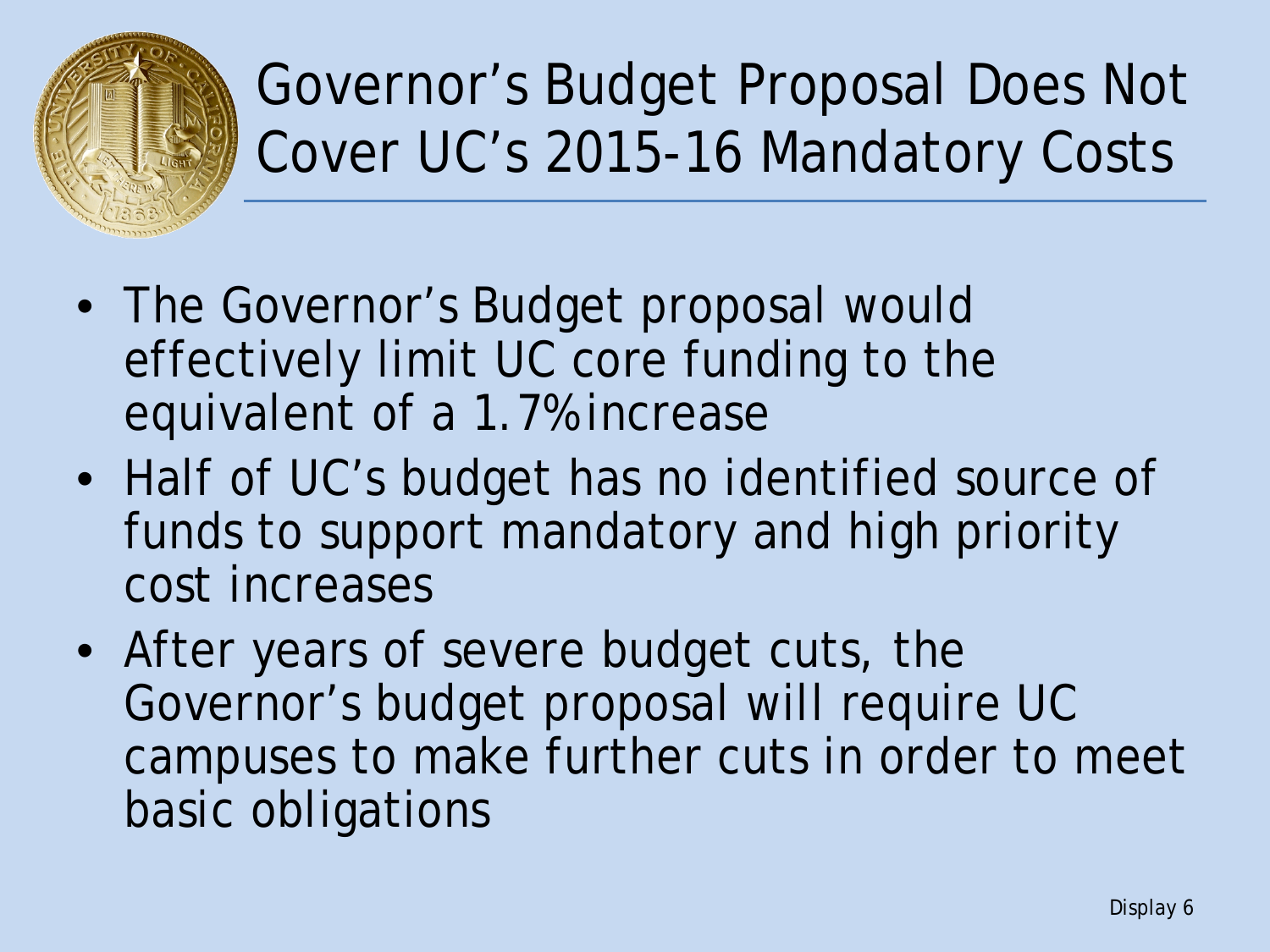# Governor's Budget Proposal Does Not Cover UC's 2015-16 Mandatory Costs

- The Governor's Budget proposal would effectively limit UC core funding to the equivalent of a 1.7% increase
- Half of UC's budget has no identified source of funds to support mandatory and high priority cost increases
- After years of severe budget cuts, the Governor's budget proposal will require UC campuses to make further cuts in order to meet basic obligations

Display 6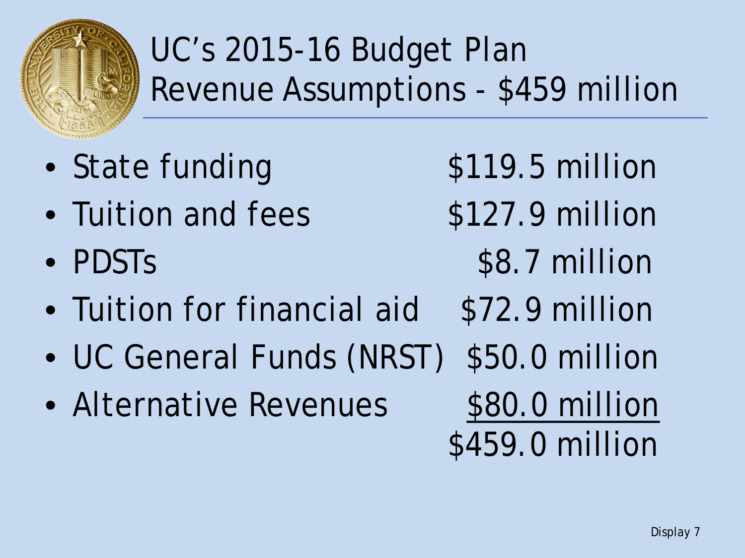# UC's 2015-16 Budget Plan Revenue Assumptions - $459 million

| Revenue Source | Amount |
| --- | --- |
| State funding | $119.5 million |
| Tuition and fees | $127.9 million |
| PDSTs | $8.7 million |
| Tuition for financial aid | $72.9 million |
| UC General Funds (NRST) | $50.0 million |
| Alternative Revenues | $80.0 million |
| | $459.0 million |

Display 7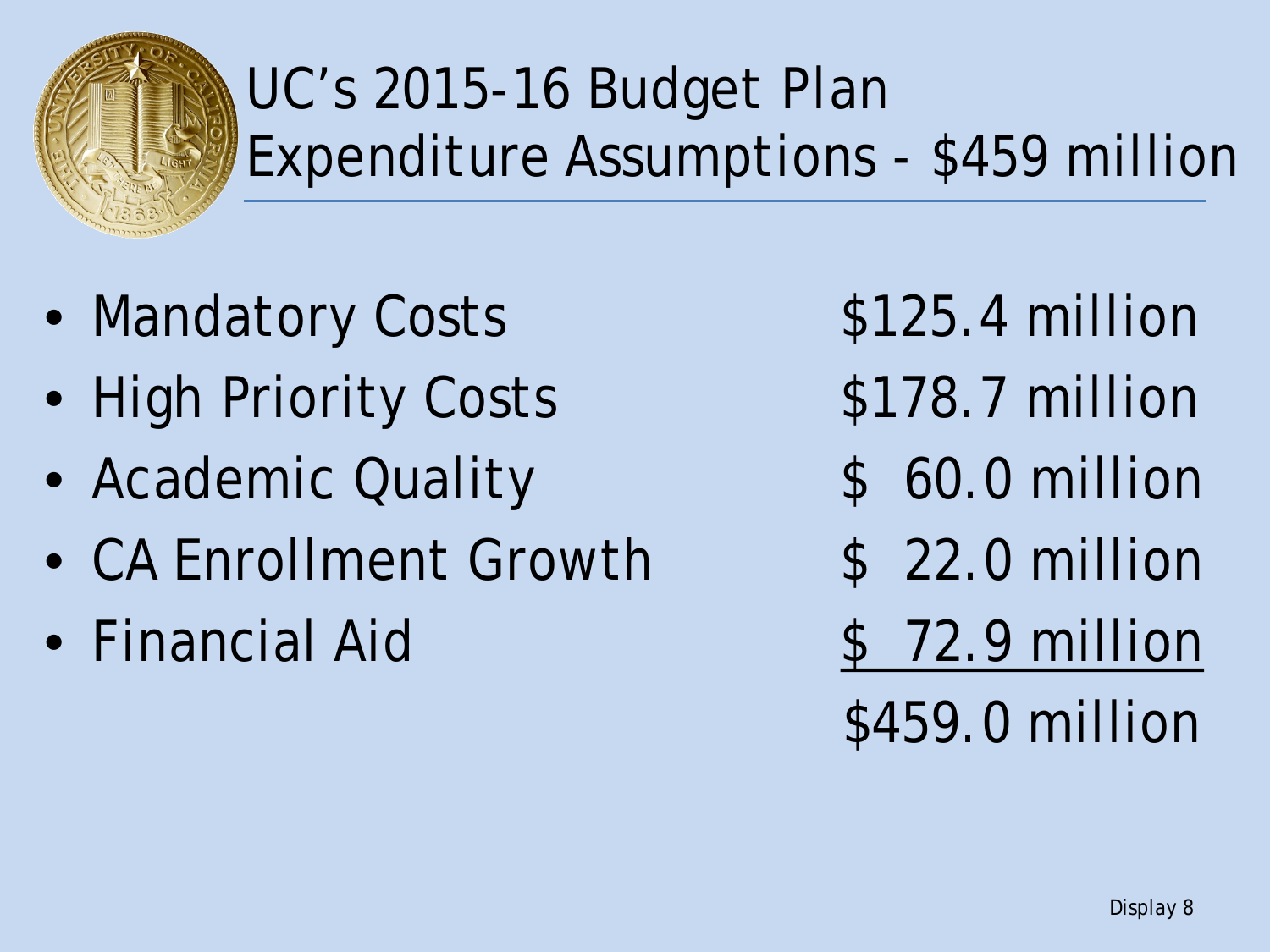# UC's 2015-16 Budget Plan Expenditure Assumptions - $459 million

| Category | Amount |
|---|---|
| Mandatory Costs | $125.4 million |
| High Priority Costs | $178.7 million |
| Academic Quality | $ 60.0 million |
| CA Enrollment Growth | $ 22.0 million |
| Financial Aid | $ 72.9 million |
| | $459.0 million |

Display 8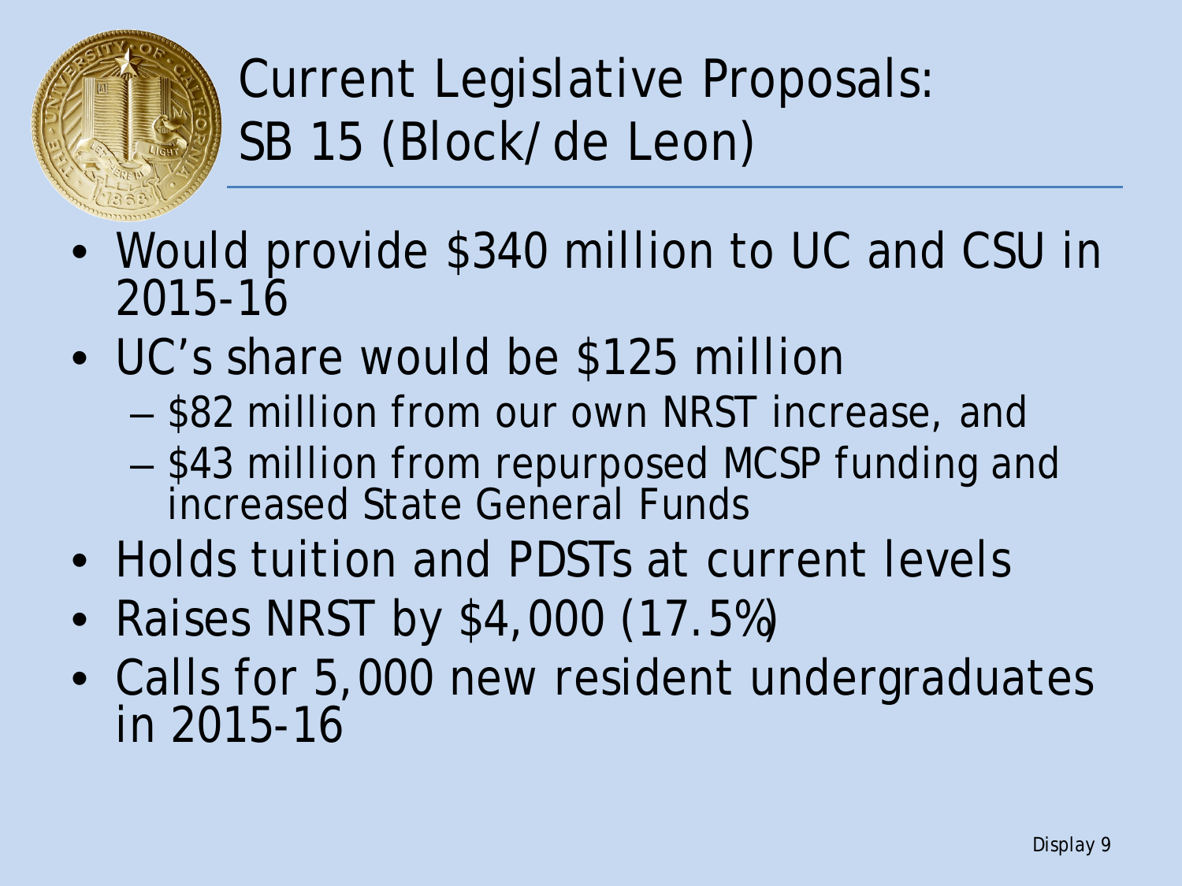# Current Legislative Proposals: SB 15 (Block/de Leon)

- Would provide $340 million to UC and CSU in 2015-16
- UC's share would be $125 million
  - $82 million from our own NRST increase, and
  - $43 million from repurposed MCSP funding and increased State General Funds
- Holds tuition and PDSTs at current levels
- Raises NRST by $4,000 (17.5%)
- Calls for 5,000 new resident undergraduates in 2015-16

Display 9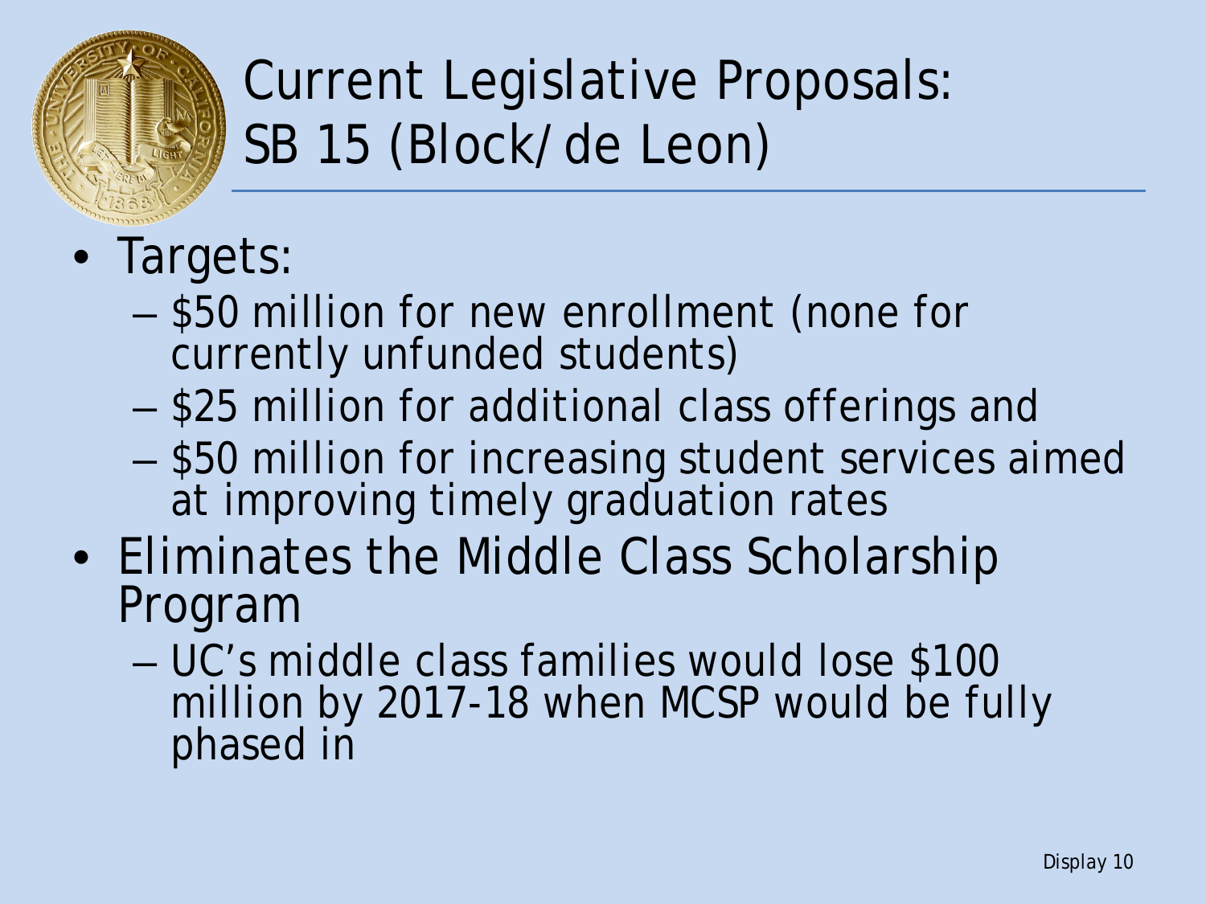# Current Legislative Proposals: SB 15 (Block/de Leon)

- Targets:
  - $50 million for new enrollment (none for currently unfunded students)
  - $25 million for additional class offerings and
  - $50 million for increasing student services aimed at improving timely graduation rates
- Eliminates the Middle Class Scholarship Program
  - UC's middle class families would lose $100 million by 2017-18 when MCSP would be fully phased in

Display 10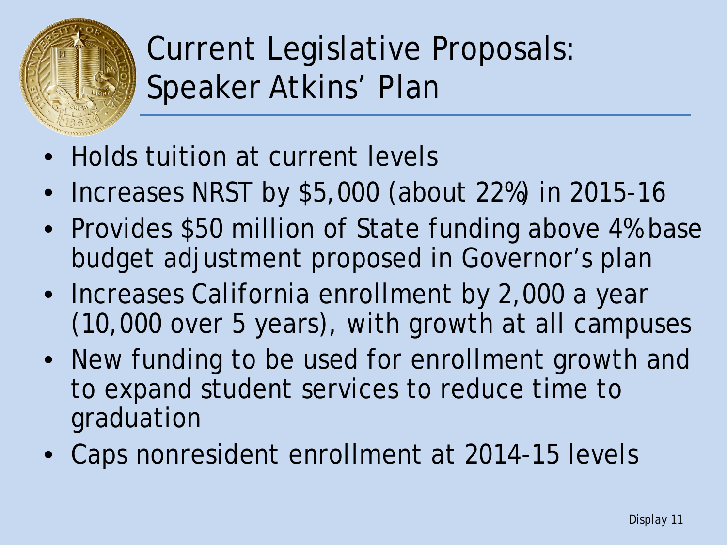# Current Legislative Proposals: Speaker Atkins' Plan

- Holds tuition at current levels
- Increases NRST by $5,000 (about 22%) in 2015-16
- Provides $50 million of State funding above 4% base budget adjustment proposed in Governor's plan
- Increases California enrollment by 2,000 a year (10,000 over 5 years), with growth at all campuses
- New funding to be used for enrollment growth and to expand student services to reduce time to graduation
- Caps nonresident enrollment at 2014-15 levels

Display 11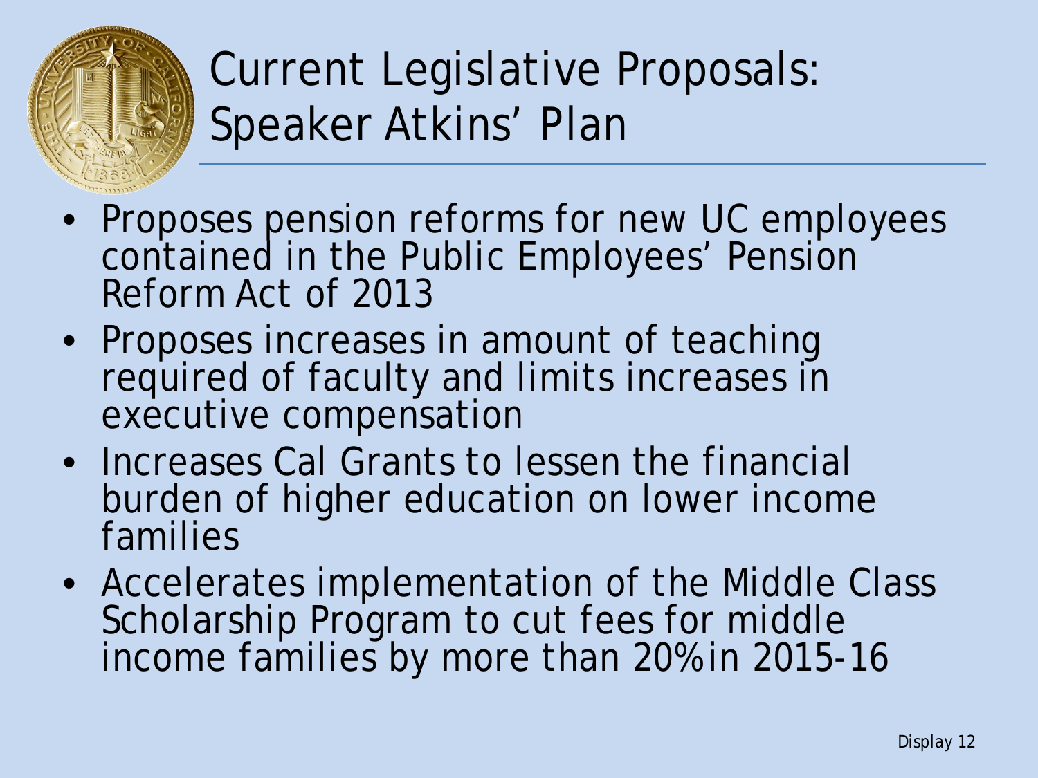# Current Legislative Proposals: Speaker Atkins' Plan

- Proposes pension reforms for new UC employees contained in the Public Employees' Pension Reform Act of 2013
- Proposes increases in amount of teaching required of faculty and limits increases in executive compensation
- Increases Cal Grants to lessen the financial burden of higher education on lower income families
- Accelerates implementation of the Middle Class Scholarship Program to cut fees for middle income families by more than 20% in 2015-16

Display 12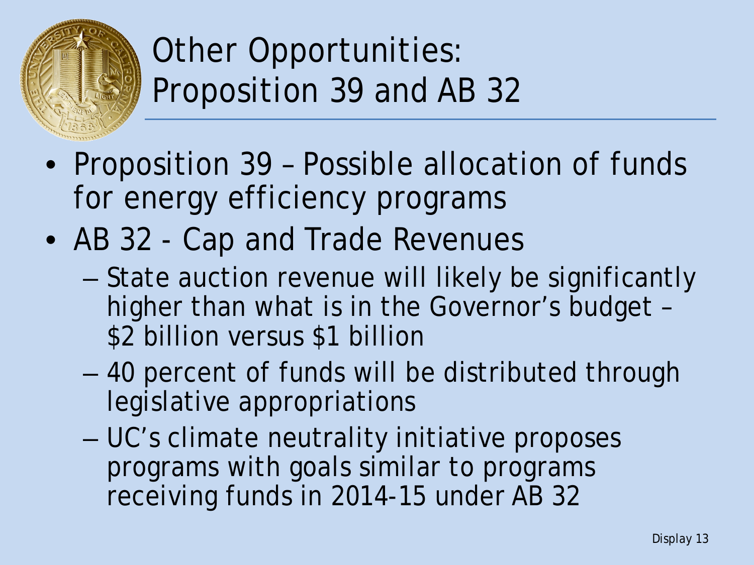# Other Opportunities: Proposition 39 and AB 32

- Proposition 39 – Possible allocation of funds for energy efficiency programs
- AB 32 - Cap and Trade Revenues
  - State auction revenue will likely be significantly higher than what is in the Governor's budget – $2 billion versus $1 billion
  - 40 percent of funds will be distributed through legislative appropriations
  - UC's climate neutrality initiative proposes programs with goals similar to programs receiving funds in 2014-15 under AB 32

Display 13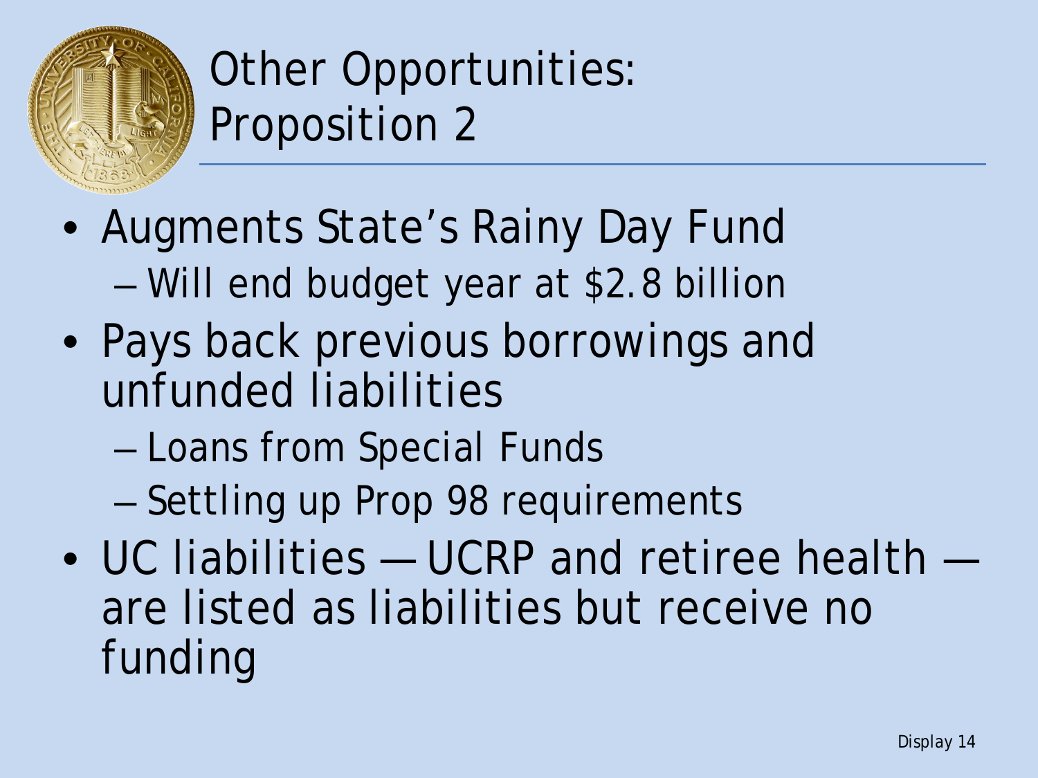# Other Opportunities: Proposition 2

- Augments State's Rainy Day Fund
  - Will end budget year at $2.8 billion
- Pays back previous borrowings and unfunded liabilities
  - Loans from Special Funds
  - Settling up Prop 98 requirements
- UC liabilities — UCRP and retiree health — are listed as liabilities but receive no funding

Display 14